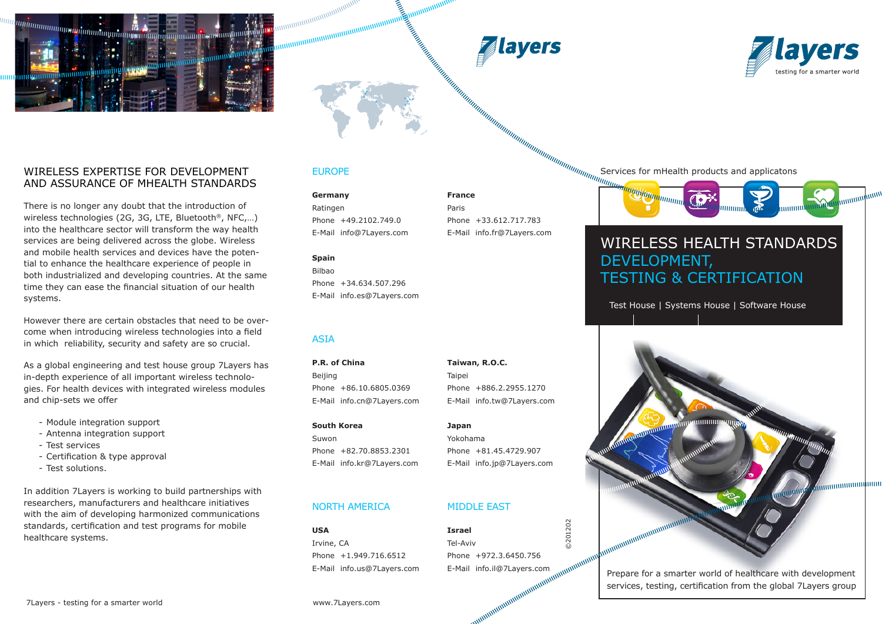## WIRELESS EXPERTISE FOR DEVELOPMENT AND ASSURANCE OF MHEALTH STANDARDS

There is no longer any doubt that the introduction of wireless technologies (2G, 3G, LTE, Bluetooth®, NFC,...) into the healthcare sector will transform the way health services are being delivered across the globe. Wireless and mobile health services and devices have the potential to enhance the healthcare experience of people in both industrialized and developing countries. At the same time they can ease the financial situation of our health systems.

However there are certain obstacles that need to be overcome when introducing wireless technologies into a field in which reliability, security and safety are so crucial.

As a global engineering and test house group 7Layers has in-depth experience of all important wireless technologies. For health devices with integrated wireless modules and chip-sets we offer

- Module integration support
- Antenna integration support
- Test services
- Certification & type approval
- Test solutions.

In addition 7Layers is working to build partnerships with researchers, manufacturers and healthcare initiatives with the aim of developing harmonized communications standards, certification and test programs for mobile healthcare systems.

7Layers - testing for a smarter world

7layers

## EUROPE

**Germany**
Ratingen
Phone +49.2102.749.0
E-Mail info@7Layers.com

**France**
Paris
Phone +33.612.717.783
E-Mail info.fr@7Layers.com

**Spain**
Bilbao
Phone +34.634.507.296
E-Mail info.es@7Layers.com

## ASIA

**P.R. of China**
Beijing
Phone +86.10.6805.0369
E-Mail info.cn@7Layers.com

**Taiwan, R.O.C.**
Taipei
Phone +886.2.2955.1270
E-Mail info.tw@7Layers.com

**South Korea**
Suwon
Phone +82.70.8853.2301
E-Mail info.kr@7Layers.com

**Japan**
Yokohama
Phone +81.45.4729.907
E-Mail info.jp@7Layers.com

## NORTH AMERICA

**USA**
Irvine, CA
Phone +1.949.716.6512
E-Mail info.us@7Layers.com

## MIDDLE EAST

**Israel**
Tel-Aviv
Phone +972.3.6450.756
E-Mail info.il@7Layers.com

©201202

www.7Layers.com

7layers
testing for a smarter world

Services for mHealth products and applicatons

# WIRELESS HEALTH STANDARDS DEVELOPMENT, TESTING & CERTIFICATION

Test House | Systems House | Software House

Prepare for a smarter world of healthcare with development services, testing, certification from the global 7Layers group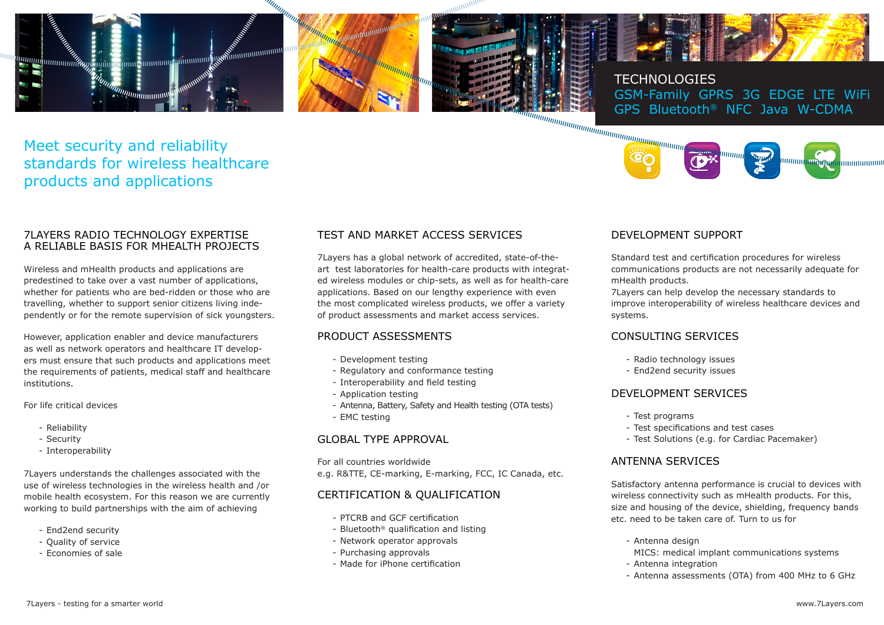## TECHNOLOGIES

GSM-Family GPRS 3G EDGE LTE WiFi GPS Bluetooth® NFC Java W-CDMA

# Meet security and reliability standards for wireless healthcare products and applications

## 7LAYERS RADIO TECHNOLOGY EXPERTISE A RELIABLE BASIS FOR MHEALTH PROJECTS

Wireless and mHealth products and applications are predestined to take over a vast number of applications, whether for patients who are bed-ridden or those who are travelling, whether to support senior citizens living independently or for the remote supervision of sick youngsters.

However, application enabler and device manufacturers as well as network operators and healthcare IT developers must ensure that such products and applications meet the requirements of patients, medical staff and healthcare institutions.

For life critical devices

- Reliability
- Security
- Interoperability

7Layers understands the challenges associated with the use of wireless technologies in the wireless health and /or mobile health ecosystem. For this reason we are currently working to build partnerships with the aim of achieving

- End2end security
- Quality of service
- Economies of sale

## TEST AND MARKET ACCESS SERVICES

7Layers has a global network of accredited, state-of-the-art test laboratories for health-care products with integrated wireless modules or chip-sets, as well as for health-care applications. Based on our lengthy experience with even the most complicated wireless products, we offer a variety of product assessments and market access services.

## PRODUCT ASSESSMENTS

- Development testing
- Regulatory and conformance testing
- Interoperability and field testing
- Application testing
- Antenna, Battery, Safety and Health testing (OTA tests)
- EMC testing

## GLOBAL TYPE APPROVAL

For all countries worldwide
e.g. R&TTE, CE-marking, E-marking, FCC, IC Canada, etc.

## CERTIFICATION & QUALIFICATION

- PTCRB and GCF certification
- Bluetooth® qualification and listing
- Network operator approvals
- Purchasing approvals
- Made for iPhone certification

## DEVELOPMENT SUPPORT

Standard test and certification procedures for wireless communications products are not necessarily adequate for mHealth products.
7Layers can help develop the necessary standards to improve interoperability of wireless healthcare devices and systems.

## CONSULTING SERVICES

- Radio technology issues
- End2end security issues

## DEVELOPMENT SERVICES

- Test programs
- Test specifications and test cases
- Test Solutions (e.g. for Cardiac Pacemaker)

## ANTENNA SERVICES

Satisfactory antenna performance is crucial to devices with wireless connectivity such as mHealth products. For this, size and housing of the device, shielding, frequency bands etc. need to be taken care of. Turn to us for

- Antenna design
  MICS: medical implant communications systems
- Antenna integration
- Antenna assessments (OTA) from 400 MHz to 6 GHz

7Layers - testing for a smarter world

www.7Layers.com